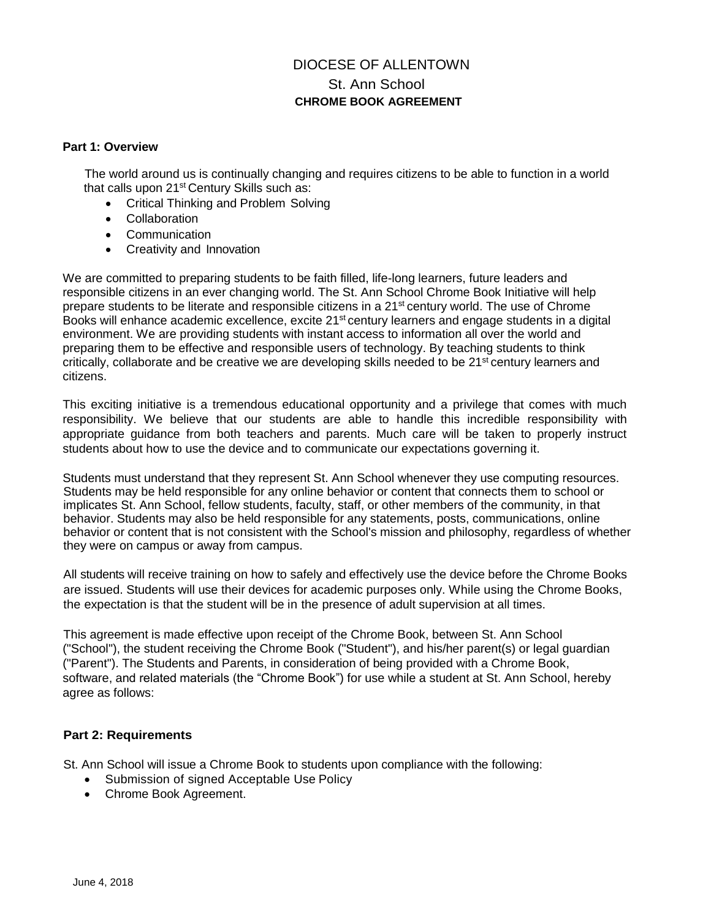# DIOCESE OF ALLENTOWN

## St. Ann School

### CHROME BOOK AGREEMENT

**Part 1: Overview**

The world around us is continually changing and requires citizens to be able to function in a world that calls upon 21st Century Skills such as:

- Critical Thinking and Problem Solving
- Collaboration
- Communication
- Creativity and Innovation

We are committed to preparing students to be faith filled, life-long learners, future leaders and responsible citizens in an ever changing world. The St. Ann School Chrome Book Initiative will help prepare students to be literate and responsible citizens in a 21st century world. The use of Chrome Books will enhance academic excellence, excite 21st century learners and engage students in a digital environment. We are providing students with instant access to information all over the world and preparing them to be effective and responsible users of technology. By teaching students to think critically, collaborate and be creative we are developing skills needed to be 21st century learners and citizens.

This exciting initiative is a tremendous educational opportunity and a privilege that comes with much responsibility. We believe that our students are able to handle this incredible responsibility with appropriate guidance from both teachers and parents. Much care will be taken to properly instruct students about how to use the device and to communicate our expectations governing it.

Students must understand that they represent St. Ann School whenever they use computing resources. Students may be held responsible for any online behavior or content that connects them to school or implicates St. Ann School, fellow students, faculty, staff, or other members of the community, in that behavior. Students may also be held responsible for any statements, posts, communications, online behavior or content that is not consistent with the School's mission and philosophy, regardless of whether they were on campus or away from campus.

All students will receive training on how to safely and effectively use the device before the Chrome Books are issued. Students will use their devices for academic purposes only. While using the Chrome Books, the expectation is that the student will be in the presence of adult supervision at all times.

This agreement is made effective upon receipt of the Chrome Book, between St. Ann School ("School"), the student receiving the Chrome Book ("Student"), and his/her parent(s) or legal guardian ("Parent"). The Students and Parents, in consideration of being provided with a Chrome Book, software, and related materials (the "Chrome Book") for use while a student at St. Ann School, hereby agree as follows:

**Part 2: Requirements**

St. Ann School will issue a Chrome Book to students upon compliance with the following:

- Submission of signed Acceptable Use Policy
- Chrome Book Agreement.

June 4, 2018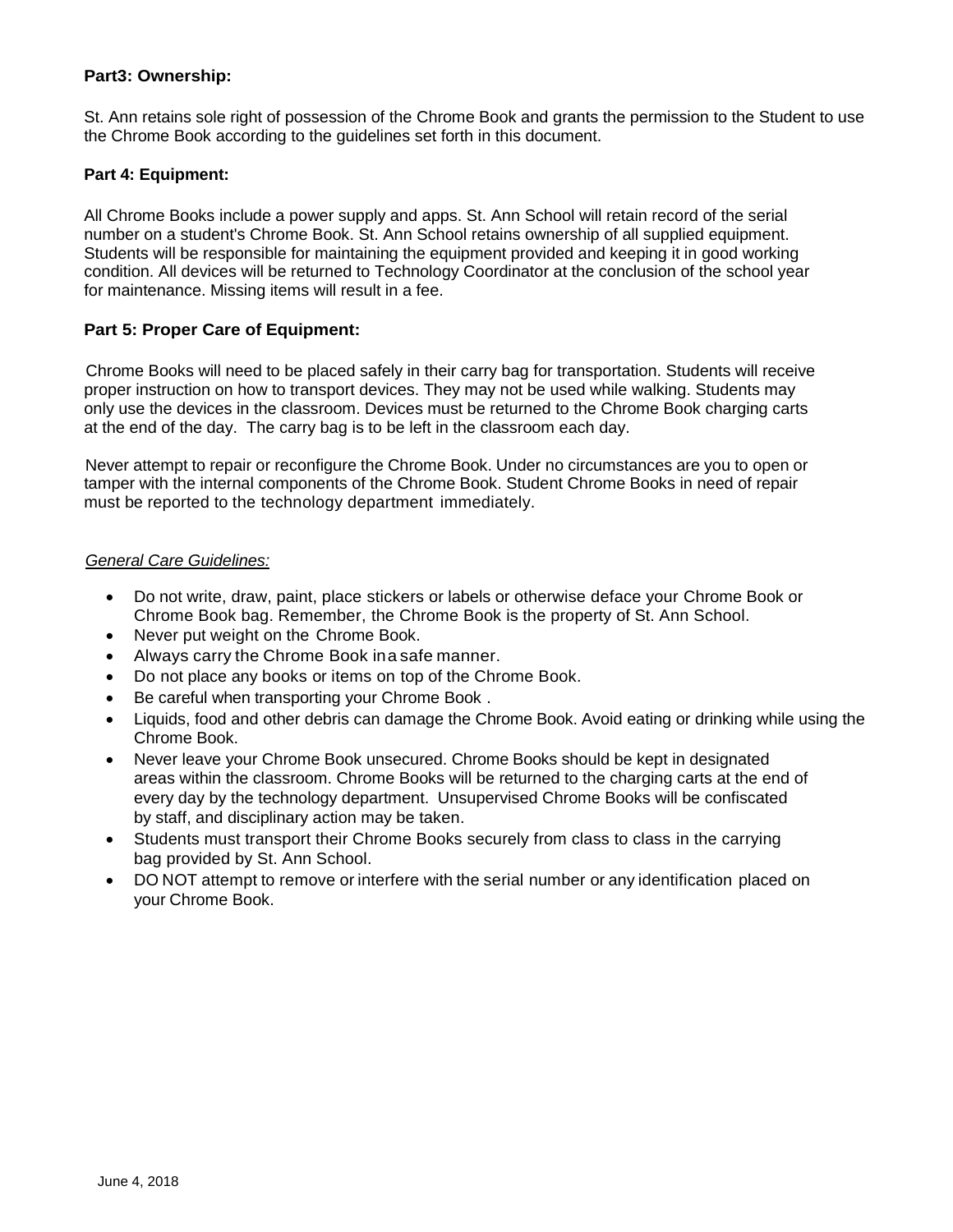**Part3: Ownership:**

St. Ann retains sole right of possession of the Chrome Book and grants the permission to the Student to use the Chrome Book according to the guidelines set forth in this document.

**Part 4: Equipment:**

All Chrome Books include a power supply and apps. St. Ann School will retain record of the serial number on a student's Chrome Book. St. Ann School retains ownership of all supplied equipment. Students will be responsible for maintaining the equipment provided and keeping it in good working condition. All devices will be returned to Technology Coordinator at the conclusion of the school year for maintenance. Missing items will result in a fee.

**Part 5: Proper Care of Equipment:**

Chrome Books will need to be placed safely in their carry bag for transportation. Students will receive proper instruction on how to transport devices. They may not be used while walking. Students may only use the devices in the classroom. Devices must be returned to the Chrome Book charging carts at the end of the day. The carry bag is to be left in the classroom each day.

Never attempt to repair or reconfigure the Chrome Book. Under no circumstances are you to open or tamper with the internal components of the Chrome Book. Student Chrome Books in need of repair must be reported to the technology department immediately.

*General Care Guidelines:*

- Do not write, draw, paint, place stickers or labels or otherwise deface your Chrome Book or Chrome Book bag. Remember, the Chrome Book is the property of St. Ann School.
- Never put weight on the Chrome Book.
- Always carry the Chrome Book in a safe manner.
- Do not place any books or items on top of the Chrome Book.
- Be careful when transporting your Chrome Book .
- Liquids, food and other debris can damage the Chrome Book. Avoid eating or drinking while using the Chrome Book.
- Never leave your Chrome Book unsecured. Chrome Books should be kept in designated areas within the classroom. Chrome Books will be returned to the charging carts at the end of every day by the technology department. Unsupervised Chrome Books will be confiscated by staff, and disciplinary action may be taken.
- Students must transport their Chrome Books securely from class to class in the carrying bag provided by St. Ann School.
- DO NOT attempt to remove or interfere with the serial number or any identification placed on your Chrome Book.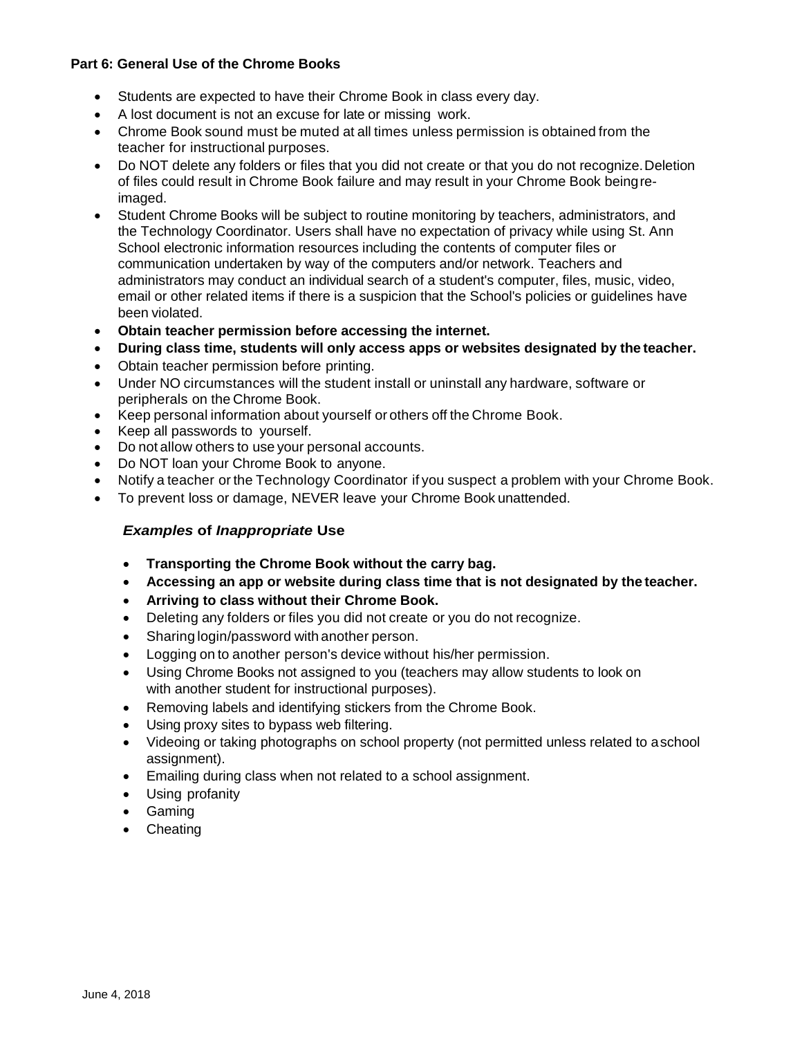**Part 6: General Use of the Chrome Books**

- Students are expected to have their Chrome Book in class every day.
- A lost document is not an excuse for late or missing work.
- Chrome Book sound must be muted at all times unless permission is obtained from the teacher for instructional purposes.
- Do NOT delete any folders or files that you did not create or that you do not recognize. Deletion of files could result in Chrome Book failure and may result in your Chrome Book being re-imaged.
- Student Chrome Books will be subject to routine monitoring by teachers, administrators, and the Technology Coordinator. Users shall have no expectation of privacy while using St. Ann School electronic information resources including the contents of computer files or communication undertaken by way of the computers and/or network. Teachers and administrators may conduct an individual search of a student's computer, files, music, video, email or other related items if there is a suspicion that the School's policies or guidelines have been violated.
- **Obtain teacher permission before accessing the internet.**
- **During class time, students will only access apps or websites designated by the teacher.**
- Obtain teacher permission before printing.
- Under NO circumstances will the student install or uninstall any hardware, software or peripherals on the Chrome Book.
- Keep personal information about yourself or others off the Chrome Book.
- Keep all passwords to yourself.
- Do not allow others to use your personal accounts.
- Do NOT loan your Chrome Book to anyone.
- Notify a teacher or the Technology Coordinator if you suspect a problem with your Chrome Book.
- To prevent loss or damage, NEVER leave your Chrome Book unattended.

### *Examples* of *Inappropriate* Use

- **Transporting the Chrome Book without the carry bag.**
- **Accessing an app or website during class time that is not designated by the teacher.**
- **Arriving to class without their Chrome Book.**
- Deleting any folders or files you did not create or you do not recognize.
- Sharing login/password with another person.
- Logging on to another person's device without his/her permission.
- Using Chrome Books not assigned to you (teachers may allow students to look on with another student for instructional purposes).
- Removing labels and identifying stickers from the Chrome Book.
- Using proxy sites to bypass web filtering.
- Videoing or taking photographs on school property (not permitted unless related to a school assignment).
- Emailing during class when not related to a school assignment.
- Using profanity
- Gaming
- Cheating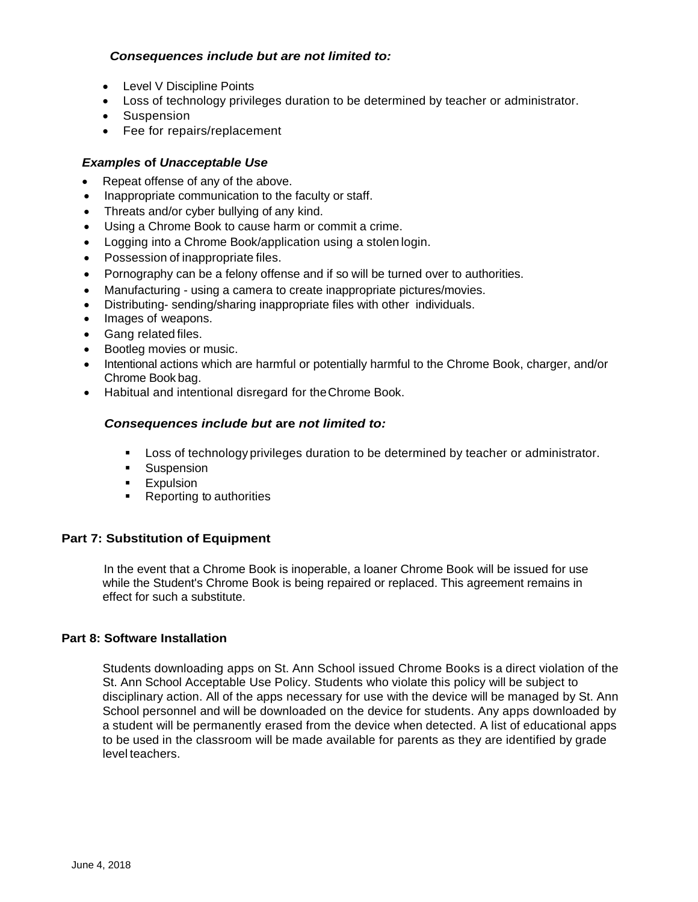***Consequences include but are not limited to:***

- Level V Discipline Points
- Loss of technology privileges duration to be determined by teacher or administrator.
- Suspension
- Fee for repairs/replacement

***Examples* of *Unacceptable Use***

- Repeat offense of any of the above.
- Inappropriate communication to the faculty or staff.
- Threats and/or cyber bullying of any kind.
- Using a Chrome Book to cause harm or commit a crime.
- Logging into a Chrome Book/application using a stolen login.
- Possession of inappropriate files.
- Pornography can be a felony offense and if so will be turned over to authorities.
- Manufacturing - using a camera to create inappropriate pictures/movies.
- Distributing- sending/sharing inappropriate files with other individuals.
- Images of weapons.
- Gang related files.
- Bootleg movies or music.
- Intentional actions which are harmful or potentially harmful to the Chrome Book, charger, and/or Chrome Book bag.
- Habitual and intentional disregard for the Chrome Book.

***Consequences include but* are *not limited to:***

- Loss of technology privileges duration to be determined by teacher or administrator.
- Suspension
- Expulsion
- Reporting to authorities

**Part 7: Substitution of Equipment**

In the event that a Chrome Book is inoperable, a loaner Chrome Book will be issued for use while the Student's Chrome Book is being repaired or replaced. This agreement remains in effect for such a substitute.

**Part 8: Software Installation**

Students downloading apps on St. Ann School issued Chrome Books is a direct violation of the St. Ann School Acceptable Use Policy. Students who violate this policy will be subject to disciplinary action. All of the apps necessary for use with the device will be managed by St. Ann School personnel and will be downloaded on the device for students. Any apps downloaded by a student will be permanently erased from the device when detected. A list of educational apps to be used in the classroom will be made available for parents as they are identified by grade level teachers.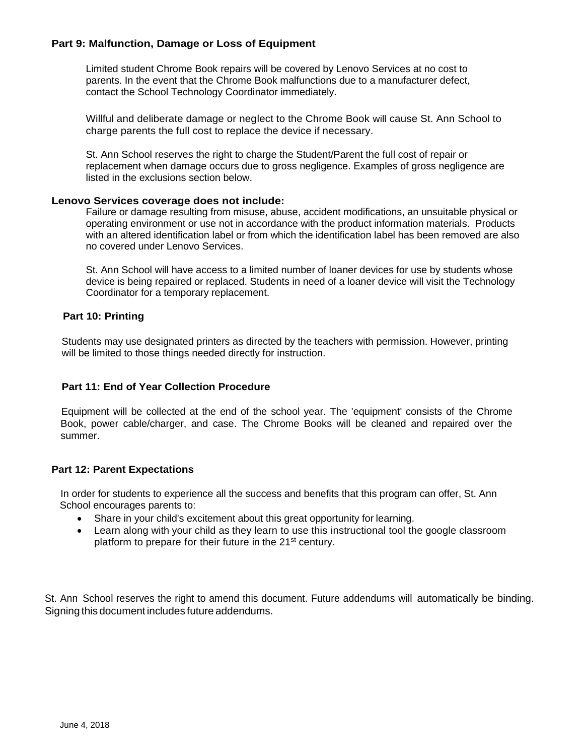## Part 9: Malfunction, Damage or Loss of Equipment

Limited student Chrome Book repairs will be covered by Lenovo Services at no cost to parents. In the event that the Chrome Book malfunctions due to a manufacturer defect, contact the School Technology Coordinator immediately.

Willful and deliberate damage or neglect to the Chrome Book will cause St. Ann School to charge parents the full cost to replace the device if necessary.

St. Ann School reserves the right to charge the Student/Parent the full cost of repair or replacement when damage occurs due to gross negligence. Examples of gross negligence are listed in the exclusions section below.

### Lenovo Services coverage does not include:

Failure or damage resulting from misuse, abuse, accident modifications, an unsuitable physical or operating environment or use not in accordance with the product information materials. Products with an altered identification label or from which the identification label has been removed are also no covered under Lenovo Services.

St. Ann School will have access to a limited number of loaner devices for use by students whose device is being repaired or replaced. Students in need of a loaner device will visit the Technology Coordinator for a temporary replacement.

## Part 10: Printing

Students may use designated printers as directed by the teachers with permission. However, printing will be limited to those things needed directly for instruction.

## Part 11: End of Year Collection Procedure

Equipment will be collected at the end of the school year. The 'equipment' consists of the Chrome Book, power cable/charger, and case. The Chrome Books will be cleaned and repaired over the summer.

## Part 12: Parent Expectations

In order for students to experience all the success and benefits that this program can offer, St. Ann School encourages parents to:

- Share in your child's excitement about this great opportunity for learning.
- Learn along with your child as they learn to use this instructional tool the google classroom platform to prepare for their future in the 21st century.

St. Ann School reserves the right to amend this document. Future addendums will automatically be binding. Signing this document includes future addendums.

June 4, 2018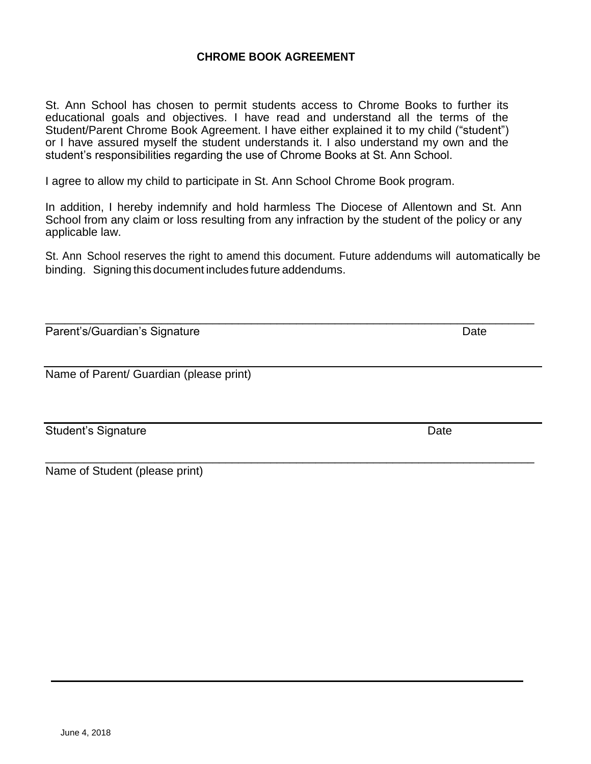**CHROME BOOK AGREEMENT**

St. Ann School has chosen to permit students access to Chrome Books to further its educational goals and objectives. I have read and understand all the terms of the Student/Parent Chrome Book Agreement. I have either explained it to my child ("student") or I have assured myself the student understands it. I also understand my own and the student's responsibilities regarding the use of Chrome Books at St. Ann School.

I agree to allow my child to participate in St. Ann School Chrome Book program.

In addition, I hereby indemnify and hold harmless The Diocese of Allentown and St. Ann School from any claim or loss resulting from any infraction by the student of the policy or any applicable law.

St. Ann School reserves the right to amend this document. Future addendums will automatically be binding. Signing this document includes future addendums.

\_\_\_\_\_\_\_\_\_\_\_\_\_\_\_\_\_\_\_\_\_\_\_\_\_\_\_\_\_\_\_\_\_\_\_\_\_\_\_\_\_\_\_\_\_\_\_\_\_\_\_\_\_\_\_\_\_\_\_\_\_\_\_\_\_\_\_\_\_\_

Parent's/Guardian's Signature                                                                 Date

\_\_\_\_\_\_\_\_\_\_\_\_\_\_\_\_\_\_\_\_\_\_\_\_\_\_\_\_\_\_\_\_\_\_\_\_\_\_\_\_\_\_\_\_\_\_\_\_\_\_\_\_\_\_\_\_\_\_\_\_\_\_\_\_\_\_\_\_\_\_

Name of Parent/ Guardian (please print)

\_\_\_\_\_\_\_\_\_\_\_\_\_\_\_\_\_\_\_\_\_\_\_\_\_\_\_\_\_\_\_\_\_\_\_\_\_\_\_\_\_\_\_\_\_\_\_\_\_\_\_\_\_\_\_\_\_\_\_\_\_\_\_\_\_\_\_\_\_\_

Student's Signature                                                                 Date

\_\_\_\_\_\_\_\_\_\_\_\_\_\_\_\_\_\_\_\_\_\_\_\_\_\_\_\_\_\_\_\_\_\_\_\_\_\_\_\_\_\_\_\_\_\_\_\_\_\_\_\_\_\_\_\_\_\_\_\_\_\_\_\_\_\_\_\_\_\_

Name of Student (please print)

June 4, 2018